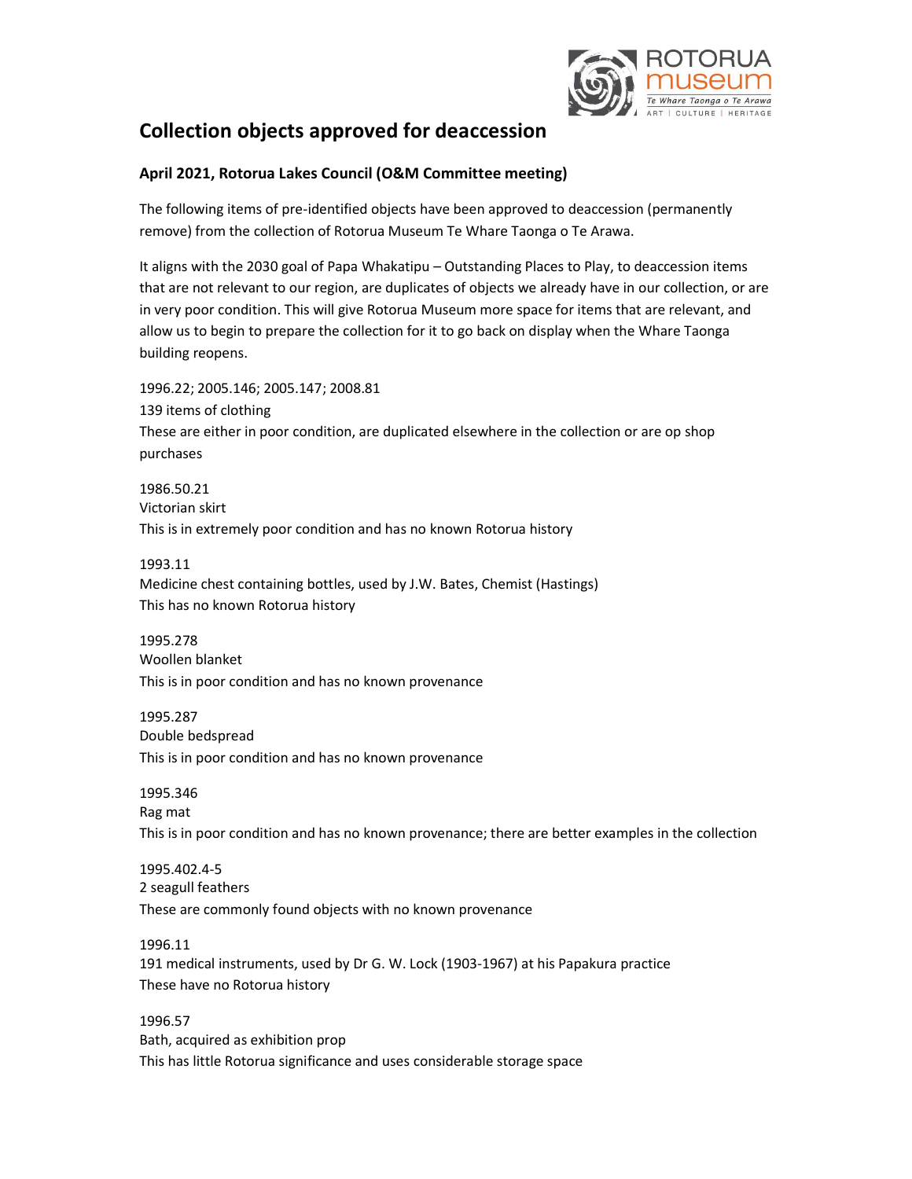# Collection objects approved for deaccession

## April 2021, Rotorua Lakes Council (O&M Committee meeting)

The following items of pre-identified objects have been approved to deaccession (permanently remove) from the collection of Rotorua Museum Te Whare Taonga o Te Arawa.

It aligns with the 2030 goal of Papa Whakatipu – Outstanding Places to Play, to deaccession items that are not relevant to our region, are duplicates of objects we already have in our collection, or are in very poor condition. This will give Rotorua Museum more space for items that are relevant, and allow us to begin to prepare the collection for it to go back on display when the Whare Taonga building reopens.

1996.22; 2005.146; 2005.147; 2008.81
139 items of clothing
These are either in poor condition, are duplicated elsewhere in the collection or are op shop purchases

1986.50.21
Victorian skirt
This is in extremely poor condition and has no known Rotorua history

1993.11
Medicine chest containing bottles, used by J.W. Bates, Chemist (Hastings)
This has no known Rotorua history

1995.278
Woollen blanket
This is in poor condition and has no known provenance

1995.287
Double bedspread
This is in poor condition and has no known provenance

1995.346
Rag mat
This is in poor condition and has no known provenance; there are better examples in the collection

1995.402.4-5
2 seagull feathers
These are commonly found objects with no known provenance

1996.11
191 medical instruments, used by Dr G. W. Lock (1903-1967) at his Papakura practice
These have no Rotorua history

1996.57
Bath, acquired as exhibition prop
This has little Rotorua significance and uses considerable storage space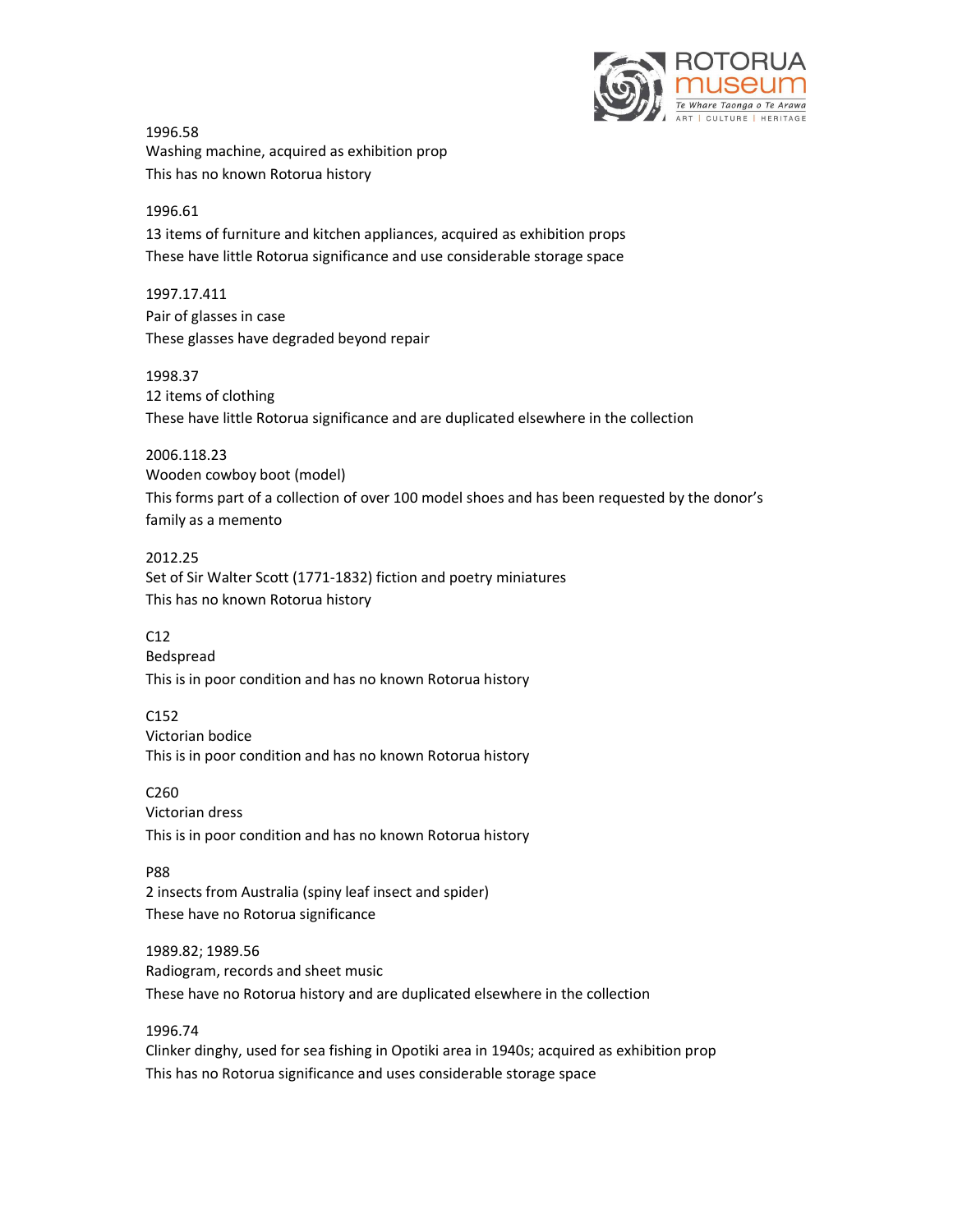1996.58
Washing machine, acquired as exhibition prop
This has no known Rotorua history

1996.61
13 items of furniture and kitchen appliances, acquired as exhibition props
These have little Rotorua significance and use considerable storage space

1997.17.411
Pair of glasses in case
These glasses have degraded beyond repair

1998.37
12 items of clothing
These have little Rotorua significance and are duplicated elsewhere in the collection

2006.118.23
Wooden cowboy boot (model)
This forms part of a collection of over 100 model shoes and has been requested by the donor's family as a memento

2012.25
Set of Sir Walter Scott (1771-1832) fiction and poetry miniatures
This has no known Rotorua history

C12
Bedspread
This is in poor condition and has no known Rotorua history

C152
Victorian bodice
This is in poor condition and has no known Rotorua history

C260
Victorian dress
This is in poor condition and has no known Rotorua history

P88
2 insects from Australia (spiny leaf insect and spider)
These have no Rotorua significance

1989.82; 1989.56
Radiogram, records and sheet music
These have no Rotorua history and are duplicated elsewhere in the collection

1996.74
Clinker dinghy, used for sea fishing in Opotiki area in 1940s; acquired as exhibition prop
This has no Rotorua significance and uses considerable storage space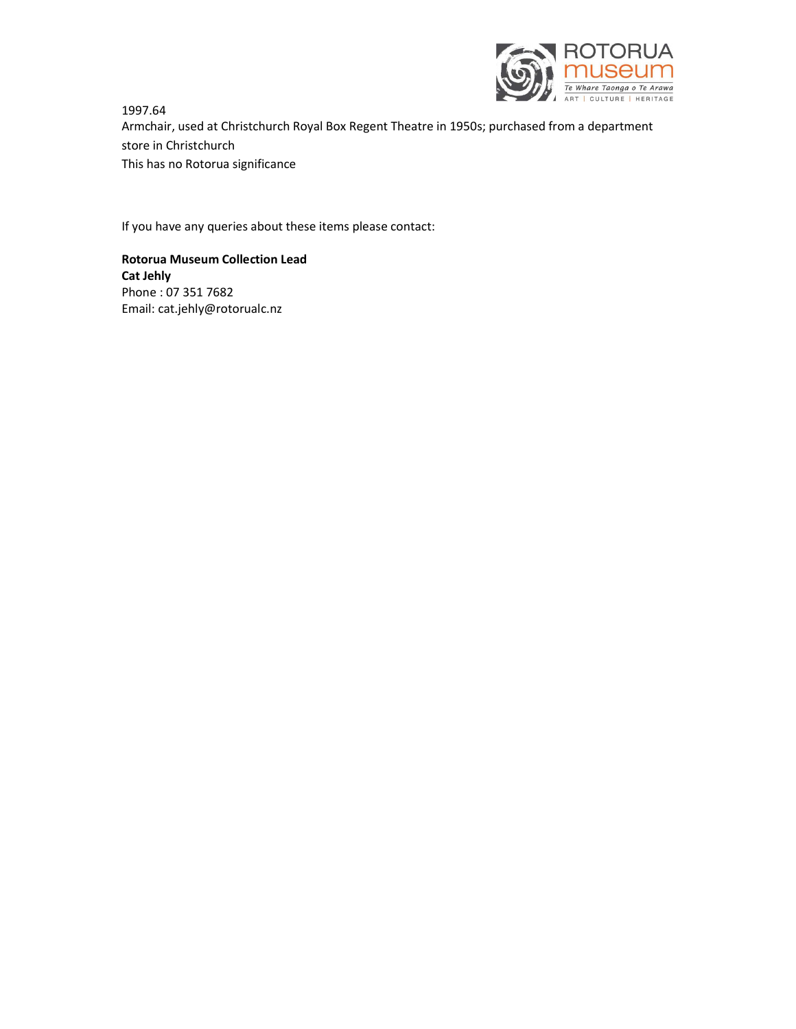1997.64
Armchair, used at Christchurch Royal Box Regent Theatre in 1950s; purchased from a department store in Christchurch
This has no Rotorua significance

If you have any queries about these items please contact:

**Rotorua Museum Collection Lead**
**Cat Jehly**
Phone : 07 351 7682
Email: cat.jehly@rotorualc.nz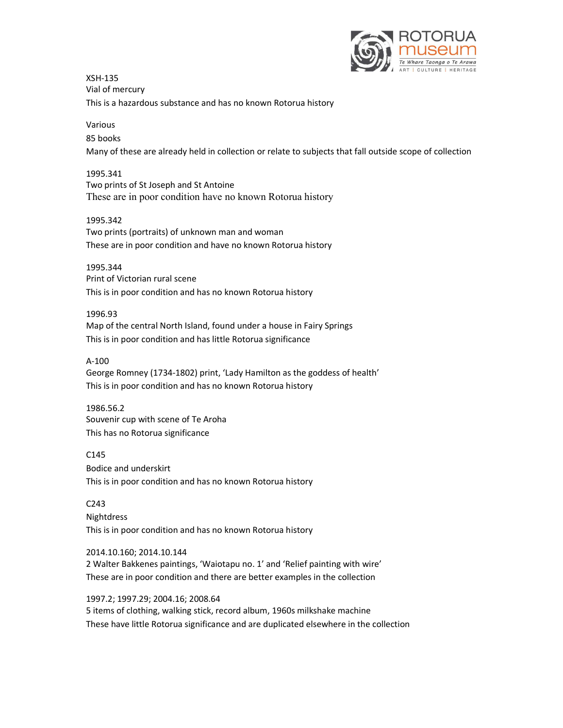XSH-135
Vial of mercury
This is a hazardous substance and has no known Rotorua history

Various
85 books
Many of these are already held in collection or relate to subjects that fall outside scope of collection

1995.341
Two prints of St Joseph and St Antoine
These are in poor condition have no known Rotorua history

1995.342
Two prints (portraits) of unknown man and woman
These are in poor condition and have no known Rotorua history

1995.344
Print of Victorian rural scene
This is in poor condition and has no known Rotorua history

1996.93
Map of the central North Island, found under a house in Fairy Springs
This is in poor condition and has little Rotorua significance

A-100
George Romney (1734-1802) print, 'Lady Hamilton as the goddess of health'
This is in poor condition and has no known Rotorua history

1986.56.2
Souvenir cup with scene of Te Aroha
This has no Rotorua significance

C145
Bodice and underskirt
This is in poor condition and has no known Rotorua history

C243
Nightdress
This is in poor condition and has no known Rotorua history

2014.10.160; 2014.10.144
2 Walter Bakkenes paintings, 'Waiotapu no. 1' and 'Relief painting with wire'
These are in poor condition and there are better examples in the collection

1997.2; 1997.29; 2004.16; 2008.64
5 items of clothing, walking stick, record album, 1960s milkshake machine
These have little Rotorua significance and are duplicated elsewhere in the collection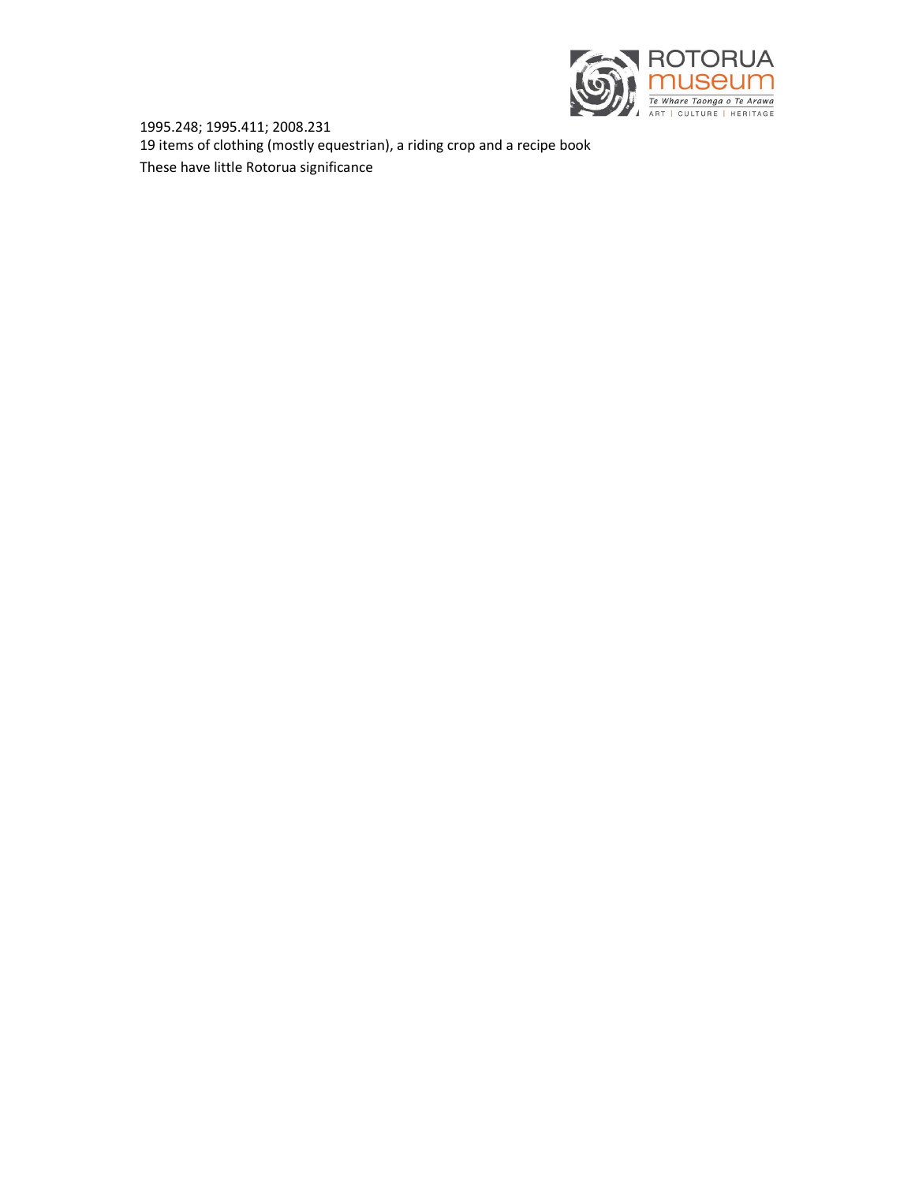1995.248; 1995.411; 2008.231
19 items of clothing (mostly equestrian), a riding crop and a recipe book
These have little Rotorua significance